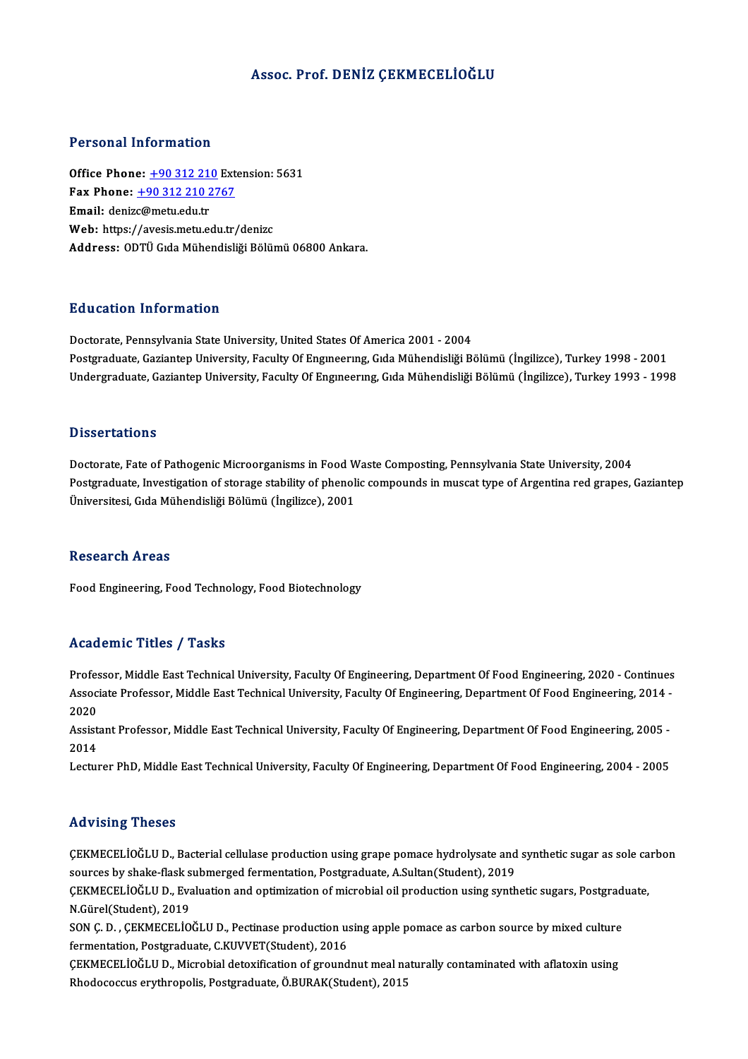# Assoc. Prof. DENİZ ÇEKMECELİOĞLU

## Personal Information

**Office Phone:** +90 312 210 Extension: 5631
**Fax Phone:** +90 312 210 2767
**Email:** denizc@metu.edu.tr
**Web:** https://avesis.metu.edu.tr/denizc
**Address:** ODTÜ Gıda Mühendisliği Bölümü 06800 Ankara.

## Education Information

Doctorate, Pennsylvania State University, United States Of America 2001 - 2004
Postgraduate, Gaziantep University, Faculty Of Engıneerıng, Gıda Mühendisliği Bölümü (İngilizce), Turkey 1998 - 2001
Undergraduate, Gaziantep University, Faculty Of Engıneerıng, Gıda Mühendisliği Bölümü (İngilizce), Turkey 1993 - 1998

## Dissertations

Doctorate, Fate of Pathogenic Microorganisms in Food Waste Composting, Pennsylvania State University, 2004
Postgraduate, Investigation of storage stability of phenolic compounds in muscat type of Argentina red grapes, Gaziantep Üniversitesi, Gıda Mühendisliği Bölümü (İngilizce), 2001

## Research Areas

Food Engineering, Food Technology, Food Biotechnology

## Academic Titles / Tasks

Professor, Middle East Technical University, Faculty Of Engineering, Department Of Food Engineering, 2020 - Continues
Associate Professor, Middle East Technical University, Faculty Of Engineering, Department Of Food Engineering, 2014 - 2020
Assistant Professor, Middle East Technical University, Faculty Of Engineering, Department Of Food Engineering, 2005 - 2014
Lecturer PhD, Middle East Technical University, Faculty Of Engineering, Department Of Food Engineering, 2004 - 2005

## Advising Theses

ÇEKMECELİOĞLU D., Bacterial cellulase production using grape pomace hydrolysate and synthetic sugar as sole carbon sources by shake-flask submerged fermentation, Postgraduate, A.Sultan(Student), 2019
ÇEKMECELİOĞLU D., Evaluation and optimization of microbial oil production using synthetic sugars, Postgraduate, N.Gürel(Student), 2019
SON Ç. D. , ÇEKMECELİOĞLU D., Pectinase production using apple pomace as carbon source by mixed culture fermentation, Postgraduate, C.KUVVET(Student), 2016
ÇEKMECELİOĞLU D., Microbial detoxification of groundnut meal naturally contaminated with aflatoxin using Rhodococcus erythropolis, Postgraduate, Ö.BURAK(Student), 2015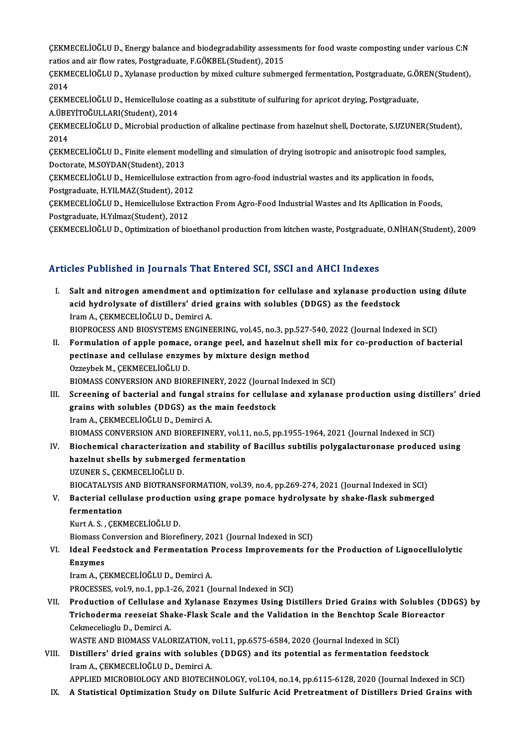ÇEKMECELİOĞLU D., Energy balance and biodegradability assessments for food waste composting under various C:N ratios and air flow rates, Postgraduate, F.GÖKBEL(Student), 2015

ÇEKMECELİOĞLU D., Xylanase production by mixed culture submerged fermentation, Postgraduate, G.ÖREN(Student), 2014

ÇEKMECELİOĞLU D., Hemicellulose coating as a substitute of sulfuring for apricot drying, Postgraduate, A.ÜBEYİTOĞULLARI(Student), 2014

ÇEKMECELİOĞLU D., Microbial production of alkaline pectinase from hazelnut shell, Doctorate, S.UZUNER(Student), 2014

ÇEKMECELİOĞLU D., Finite element modelling and simulation of drying isotropic and anisotropic food samples, Doctorate, M.SOYDAN(Student), 2013

ÇEKMECELİOĞLU D., Hemicellulose extraction from agro-food industrial wastes and its application in foods, Postgraduate, H.YILMAZ(Student), 2012

ÇEKMECELİOĞLU D., Hemicellulose Extraction From Agro-Food Industrial Wastes and Its Apllication in Foods, Postgraduate, H.Yılmaz(Student), 2012

ÇEKMECELİOĞLU D., Optimization of bioethanol production from kitchen waste, Postgraduate, O.NİHAN(Student), 2009

## Articles Published in Journals That Entered SCI, SSCI and AHCI Indexes

I. **Salt and nitrogen amendment and optimization for cellulase and xylanase production using dilute acid hydrolysate of distillers' dried grains with solubles (DDGS) as the feedstock**
Iram A., ÇEKMECELİOĞLU D., Demirci A.
BIOPROCESS AND BIOSYSTEMS ENGINEERING, vol.45, no.3, pp.527-540, 2022 (Journal Indexed in SCI)

II. **Formulation of apple pomace, orange peel, and hazelnut shell mix for co-production of bacterial pectinase and cellulase enzymes by mixture design method**
Ozzeybek M., ÇEKMECELİOĞLU D.
BIOMASS CONVERSION AND BIOREFINERY, 2022 (Journal Indexed in SCI)

III. **Screening of bacterial and fungal strains for cellulase and xylanase production using distillers' dried grains with solubles (DDGS) as the main feedstock**
Iram A., ÇEKMECELİOĞLU D., Demirci A.
BIOMASS CONVERSION AND BIOREFINERY, vol.11, no.5, pp.1955-1964, 2021 (Journal Indexed in SCI)

IV. **Biochemical characterization and stability of Bacillus subtilis polygalacturonase produced using hazelnut shells by submerged fermentation**
UZUNER S., ÇEKMECELİOĞLU D.
BIOCATALYSIS AND BIOTRANSFORMATION, vol.39, no.4, pp.269-274, 2021 (Journal Indexed in SCI)

V. **Bacterial cellulase production using grape pomace hydrolysate by shake-flask submerged fermentation**
Kurt A. S. , ÇEKMECELİOĞLU D.
Biomass Conversion and Biorefinery, 2021 (Journal Indexed in SCI)

VI. **Ideal Feedstock and Fermentation Process Improvements for the Production of Lignocellulolytic Enzymes**
Iram A., ÇEKMECELİOĞLU D., Demirci A.
PROCESSES, vol.9, no.1, pp.1-26, 2021 (Journal Indexed in SCI)

VII. **Production of Cellulase and Xylanase Enzymes Using Distillers Dried Grains with Solubles (DDGS) by Trichoderma reeseiat Shake-Flask Scale and the Validation in the Benchtop Scale Bioreactor**
Cekmecelioglu D., Demirci A.
WASTE AND BIOMASS VALORIZATION, vol.11, pp.6575-6584, 2020 (Journal Indexed in SCI)

VIII. **Distillers' dried grains with solubles (DDGS) and its potential as fermentation feedstock**
Iram A., ÇEKMECELİOĞLU D., Demirci A.
APPLIED MICROBIOLOGY AND BIOTECHNOLOGY, vol.104, no.14, pp.6115-6128, 2020 (Journal Indexed in SCI)

IX. **A Statistical Optimization Study on Dilute Sulfuric Acid Pretreatment of Distillers Dried Grains with**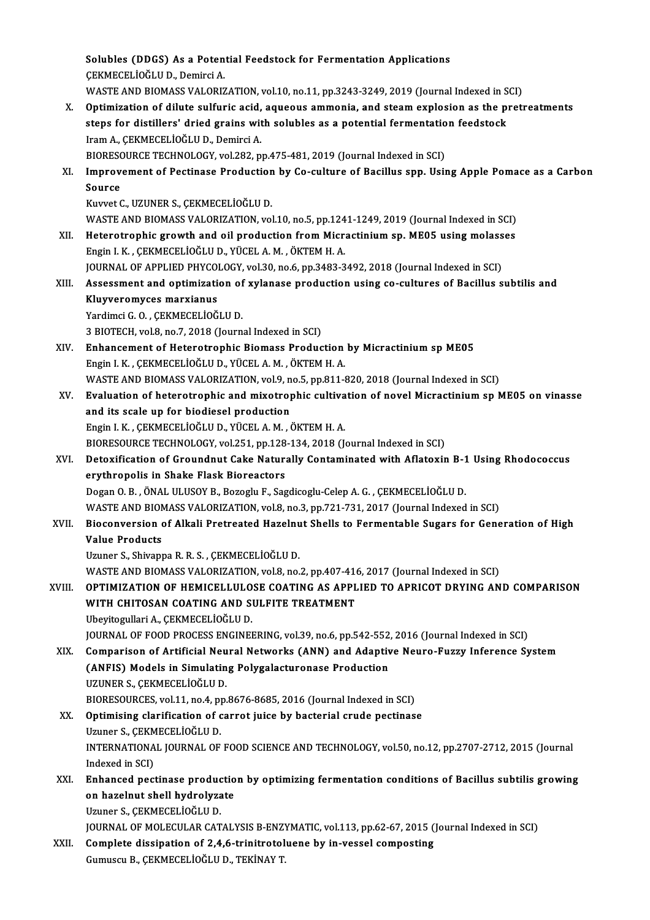Solubles (DDGS) As a Potential Feedstock for Fermentation Applications
ÇEKMECELİOĞLU D., Demirci A.
WASTE AND BIOMASS VALORIZATION, vol.10, no.11, pp.3243-3249, 2019 (Journal Indexed in SCI)

X. **Optimization of dilute sulfuric acid, aqueous ammonia, and steam explosion as the pretreatments steps for distillers' dried grains with solubles as a potential fermentation feedstock**
Iram A., ÇEKMECELİOĞLU D., Demirci A.
BIORESOURCE TECHNOLOGY, vol.282, pp.475-481, 2019 (Journal Indexed in SCI)

XI. **Improvement of Pectinase Production by Co-culture of Bacillus spp. Using Apple Pomace as a Carbon Source**
Kuvvet C., UZUNER S., ÇEKMECELİOĞLU D.
WASTE AND BIOMASS VALORIZATION, vol.10, no.5, pp.1241-1249, 2019 (Journal Indexed in SCI)

XII. **Heterotrophic growth and oil production from Micractinium sp. ME05 using molasses**
Engin I. K. , ÇEKMECELİOĞLU D., YÜCEL A. M. , ÖKTEM H. A.
JOURNAL OF APPLIED PHYCOLOGY, vol.30, no.6, pp.3483-3492, 2018 (Journal Indexed in SCI)

XIII. **Assessment and optimization of xylanase production using co-cultures of Bacillus subtilis and Kluyveromyces marxianus**
Yardimci G. O. , ÇEKMECELİOĞLU D.
3 BIOTECH, vol.8, no.7, 2018 (Journal Indexed in SCI)

XIV. **Enhancement of Heterotrophic Biomass Production by Micractinium sp ME05**
Engin I. K. , ÇEKMECELİOĞLU D., YÜCEL A. M. , ÖKTEM H. A.
WASTE AND BIOMASS VALORIZATION, vol.9, no.5, pp.811-820, 2018 (Journal Indexed in SCI)

XV. **Evaluation of heterotrophic and mixotrophic cultivation of novel Micractinium sp ME05 on vinasse and its scale up for biodiesel production**
Engin I. K. , ÇEKMECELİOĞLU D., YÜCEL A. M. , ÖKTEM H. A.
BIORESOURCE TECHNOLOGY, vol.251, pp.128-134, 2018 (Journal Indexed in SCI)

XVI. **Detoxification of Groundnut Cake Naturally Contaminated with Aflatoxin B-1 Using Rhodococcus erythropolis in Shake Flask Bioreactors**
Dogan O. B. , ÖNAL ULUSOY B., Bozoglu F., Sagdicoglu-Celep A. G. , ÇEKMECELİOĞLU D.
WASTE AND BIOMASS VALORIZATION, vol.8, no.3, pp.721-731, 2017 (Journal Indexed in SCI)

XVII. **Bioconversion of Alkali Pretreated Hazelnut Shells to Fermentable Sugars for Generation of High Value Products**
Uzuner S., Shivappa R. R. S. , ÇEKMECELİOĞLU D.
WASTE AND BIOMASS VALORIZATION, vol.8, no.2, pp.407-416, 2017 (Journal Indexed in SCI)

XVIII. **OPTIMIZATION OF HEMICELLULOSE COATING AS APPLIED TO APRICOT DRYING AND COMPARISON WITH CHITOSAN COATING AND SULFITE TREATMENT**
Ubeyitogullari A., ÇEKMECELİOĞLU D.
JOURNAL OF FOOD PROCESS ENGINEERING, vol.39, no.6, pp.542-552, 2016 (Journal Indexed in SCI)

XIX. **Comparison of Artificial Neural Networks (ANN) and Adaptive Neuro-Fuzzy Inference System (ANFIS) Models in Simulating Polygalacturonase Production**
UZUNER S., ÇEKMECELİOĞLU D.
BIORESOURCES, vol.11, no.4, pp.8676-8685, 2016 (Journal Indexed in SCI)

XX. **Optimising clarification of carrot juice by bacterial crude pectinase**
Uzuner S., ÇEKMECELİOĞLU D.
INTERNATIONAL JOURNAL OF FOOD SCIENCE AND TECHNOLOGY, vol.50, no.12, pp.2707-2712, 2015 (Journal Indexed in SCI)

XXI. **Enhanced pectinase production by optimizing fermentation conditions of Bacillus subtilis growing on hazelnut shell hydrolyzate**
Uzuner S., ÇEKMECELİOĞLU D.
JOURNAL OF MOLECULAR CATALYSIS B-ENZYMATIC, vol.113, pp.62-67, 2015 (Journal Indexed in SCI)

XXII. **Complete dissipation of 2,4,6-trinitrotoluene by in-vessel composting**
Gumuscu B., ÇEKMECELİOĞLU D., TEKİNAY T.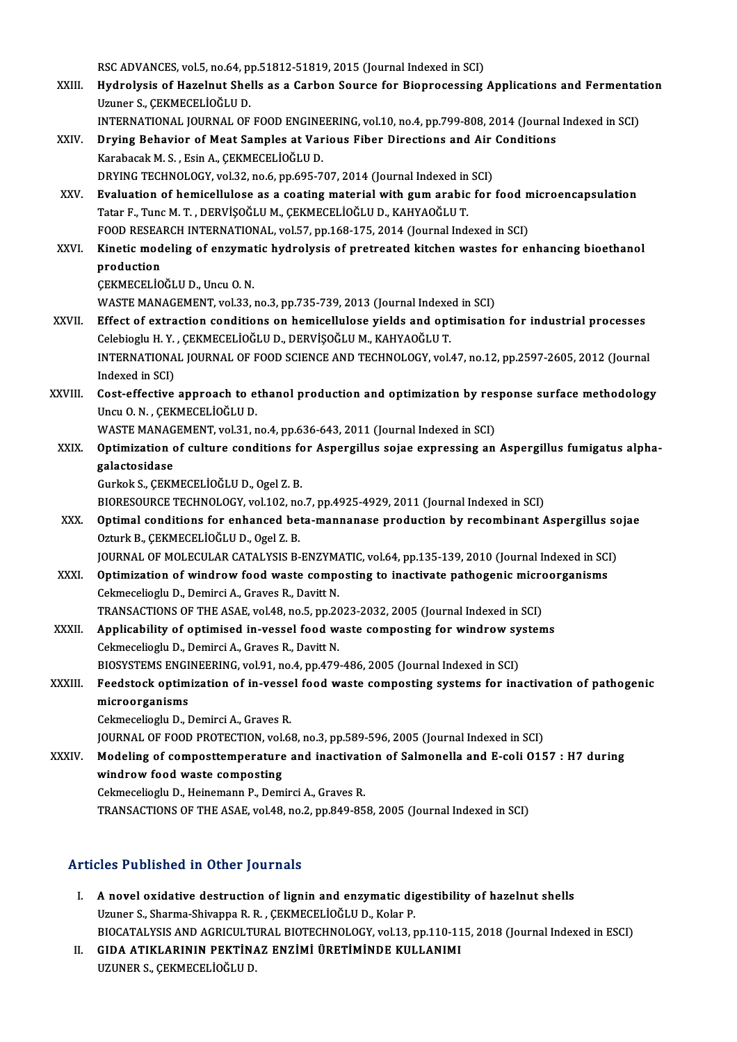RSC ADVANCES, vol.5, no.64, pp.51812-51819, 2015 (Journal Indexed in SCI)

XXIII. **Hydrolysis of Hazelnut Shells as a Carbon Source for Bioprocessing Applications and Fermentation**
Uzuner S., ÇEKMECELİOĞLU D.
INTERNATIONAL JOURNAL OF FOOD ENGINEERING, vol.10, no.4, pp.799-808, 2014 (Journal Indexed in SCI)

XXIV. **Drying Behavior of Meat Samples at Various Fiber Directions and Air Conditions**
Karabacak M. S. , Esin A., ÇEKMECELİOĞLU D.
DRYING TECHNOLOGY, vol.32, no.6, pp.695-707, 2014 (Journal Indexed in SCI)

XXV. **Evaluation of hemicellulose as a coating material with gum arabic for food microencapsulation**
Tatar F., Tunc M. T. , DERVİŞOĞLU M., ÇEKMECELİOĞLU D., KAHYAOĞLU T.
FOOD RESEARCH INTERNATIONAL, vol.57, pp.168-175, 2014 (Journal Indexed in SCI)

XXVI. **Kinetic modeling of enzymatic hydrolysis of pretreated kitchen wastes for enhancing bioethanol production**
ÇEKMECELİOĞLU D., Uncu O. N.
WASTE MANAGEMENT, vol.33, no.3, pp.735-739, 2013 (Journal Indexed in SCI)

XXVII. **Effect of extraction conditions on hemicellulose yields and optimisation for industrial processes**
Celebioglu H. Y. , ÇEKMECELİOĞLU D., DERVİŞOĞLU M., KAHYAOĞLU T.
INTERNATIONAL JOURNAL OF FOOD SCIENCE AND TECHNOLOGY, vol.47, no.12, pp.2597-2605, 2012 (Journal Indexed in SCI)

XXVIII. **Cost-effective approach to ethanol production and optimization by response surface methodology**
Uncu O. N. , ÇEKMECELİOĞLU D.
WASTE MANAGEMENT, vol.31, no.4, pp.636-643, 2011 (Journal Indexed in SCI)

XXIX. **Optimization of culture conditions for Aspergillus sojae expressing an Aspergillus fumigatus alpha-galactosidase**
Gurkok S., ÇEKMECELİOĞLU D., Ogel Z. B.
BIORESOURCE TECHNOLOGY, vol.102, no.7, pp.4925-4929, 2011 (Journal Indexed in SCI)

XXX. **Optimal conditions for enhanced beta-mannanase production by recombinant Aspergillus sojae**
Ozturk B., ÇEKMECELİOĞLU D., Ogel Z. B.
JOURNAL OF MOLECULAR CATALYSIS B-ENZYMATIC, vol.64, pp.135-139, 2010 (Journal Indexed in SCI)

XXXI. **Optimization of windrow food waste composting to inactivate pathogenic microorganisms**
Cekmecelioglu D., Demirci A., Graves R., Davitt N.
TRANSACTIONS OF THE ASAE, vol.48, no.5, pp.2023-2032, 2005 (Journal Indexed in SCI)

XXXII. **Applicability of optimised in-vessel food waste composting for windrow systems**
Cekmecelioglu D., Demirci A., Graves R., Davitt N.
BIOSYSTEMS ENGINEERING, vol.91, no.4, pp.479-486, 2005 (Journal Indexed in SCI)

XXXIII. **Feedstock optimization of in-vessel food waste composting systems for inactivation of pathogenic microorganisms**
Cekmecelioglu D., Demirci A., Graves R.
JOURNAL OF FOOD PROTECTION, vol.68, no.3, pp.589-596, 2005 (Journal Indexed in SCI)

XXXIV. **Modeling of composttemperature and inactivation of Salmonella and E-coli O157 : H7 during windrow food waste composting**
Cekmecelioglu D., Heinemann P., Demirci A., Graves R.
TRANSACTIONS OF THE ASAE, vol.48, no.2, pp.849-858, 2005 (Journal Indexed in SCI)

## Articles Published in Other Journals

I. **A novel oxidative destruction of lignin and enzymatic digestibility of hazelnut shells**
Uzuner S., Sharma-Shivappa R. R. , ÇEKMECELİOĞLU D., Kolar P.
BIOCATALYSIS AND AGRICULTURAL BIOTECHNOLOGY, vol.13, pp.110-115, 2018 (Journal Indexed in ESCI)

II. **GIDA ATIKLARININ PEKTİNAZ ENZİMİ ÜRETİMİNDE KULLANIMI**
UZUNER S., ÇEKMECELİOĞLU D.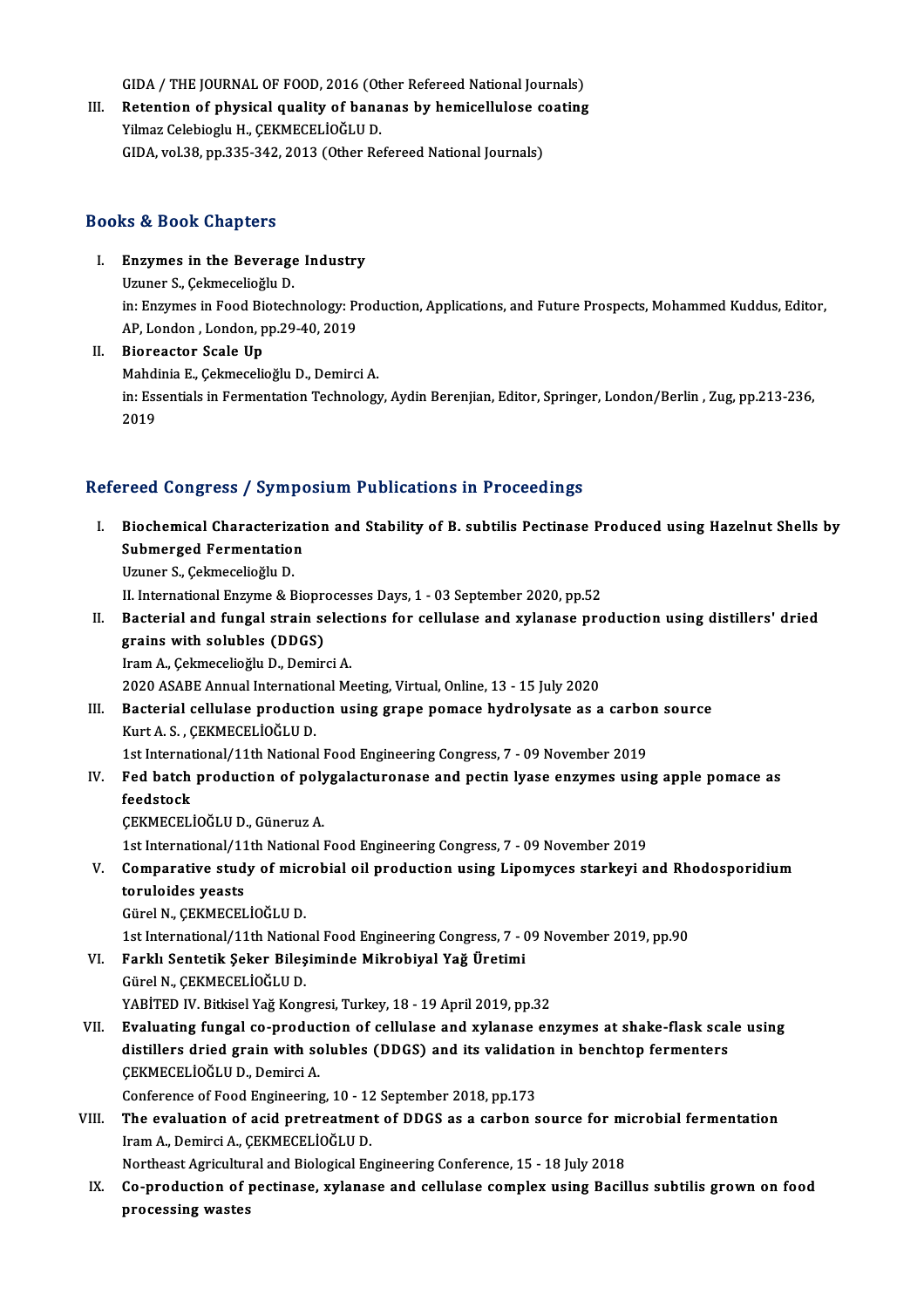GIDA / THE JOURNAL OF FOOD, 2016 (Other Refereed National Journals)

III. **Retention of physical quality of bananas by hemicellulose coating**
Yilmaz Celebioglu H., ÇEKMECELİOĞLU D.
GIDA, vol.38, pp.335-342, 2013 (Other Refereed National Journals)

## Books & Book Chapters

I. **Enzymes in the Beverage Industry**
Uzuner S., Çekmecelioğlu D.
in: Enzymes in Food Biotechnology: Production, Applications, and Future Prospects, Mohammed Kuddus, Editor, AP, London , London, pp.29-40, 2019

II. **Bioreactor Scale Up**
Mahdinia E., Çekmecelioğlu D., Demirci A.
in: Essentials in Fermentation Technology, Aydin Berenjian, Editor, Springer, London/Berlin , Zug, pp.213-236, 2019

## Refereed Congress / Symposium Publications in Proceedings

I. **Biochemical Characterization and Stability of B. subtilis Pectinase Produced using Hazelnut Shells by Submerged Fermentation**
Uzuner S., Çekmecelioğlu D.
II. International Enzyme & Bioprocesses Days, 1 - 03 September 2020, pp.52

II. **Bacterial and fungal strain selections for cellulase and xylanase production using distillers' dried grains with solubles (DDGS)**
Iram A., Çekmecelioğlu D., Demirci A.
2020 ASABE Annual International Meeting, Virtual, Online, 13 - 15 July 2020

III. **Bacterial cellulase production using grape pomace hydrolysate as a carbon source**
Kurt A. S. , ÇEKMECELİOĞLU D.
1st International/11th National Food Engineering Congress, 7 - 09 November 2019

IV. **Fed batch production of polygalacturonase and pectin lyase enzymes using apple pomace as feedstock**
ÇEKMECELİOĞLU D., Güneruz A.
1st International/11th National Food Engineering Congress, 7 - 09 November 2019

V. **Comparative study of microbial oil production using Lipomyces starkeyi and Rhodosporidium toruloides yeasts**
Gürel N., ÇEKMECELİOĞLU D.
1st International/11th National Food Engineering Congress, 7 - 09 November 2019, pp.90

VI. **Farklı Sentetik Şeker Bileşiminde Mikrobiyal Yağ Üretimi**
Gürel N., ÇEKMECELİOĞLU D.
YABİTED IV. Bitkisel Yağ Kongresi, Turkey, 18 - 19 April 2019, pp.32

VII. **Evaluating fungal co-production of cellulase and xylanase enzymes at shake-flask scale using distillers dried grain with solubles (DDGS) and its validation in benchtop fermenters**
ÇEKMECELİOĞLU D., Demirci A.
Conference of Food Engineering, 10 - 12 September 2018, pp.173

VIII. **The evaluation of acid pretreatment of DDGS as a carbon source for microbial fermentation**
Iram A., Demirci A., ÇEKMECELİOĞLU D.
Northeast Agricultural and Biological Engineering Conference, 15 - 18 July 2018

IX. **Co-production of pectinase, xylanase and cellulase complex using Bacillus subtilis grown on food processing wastes**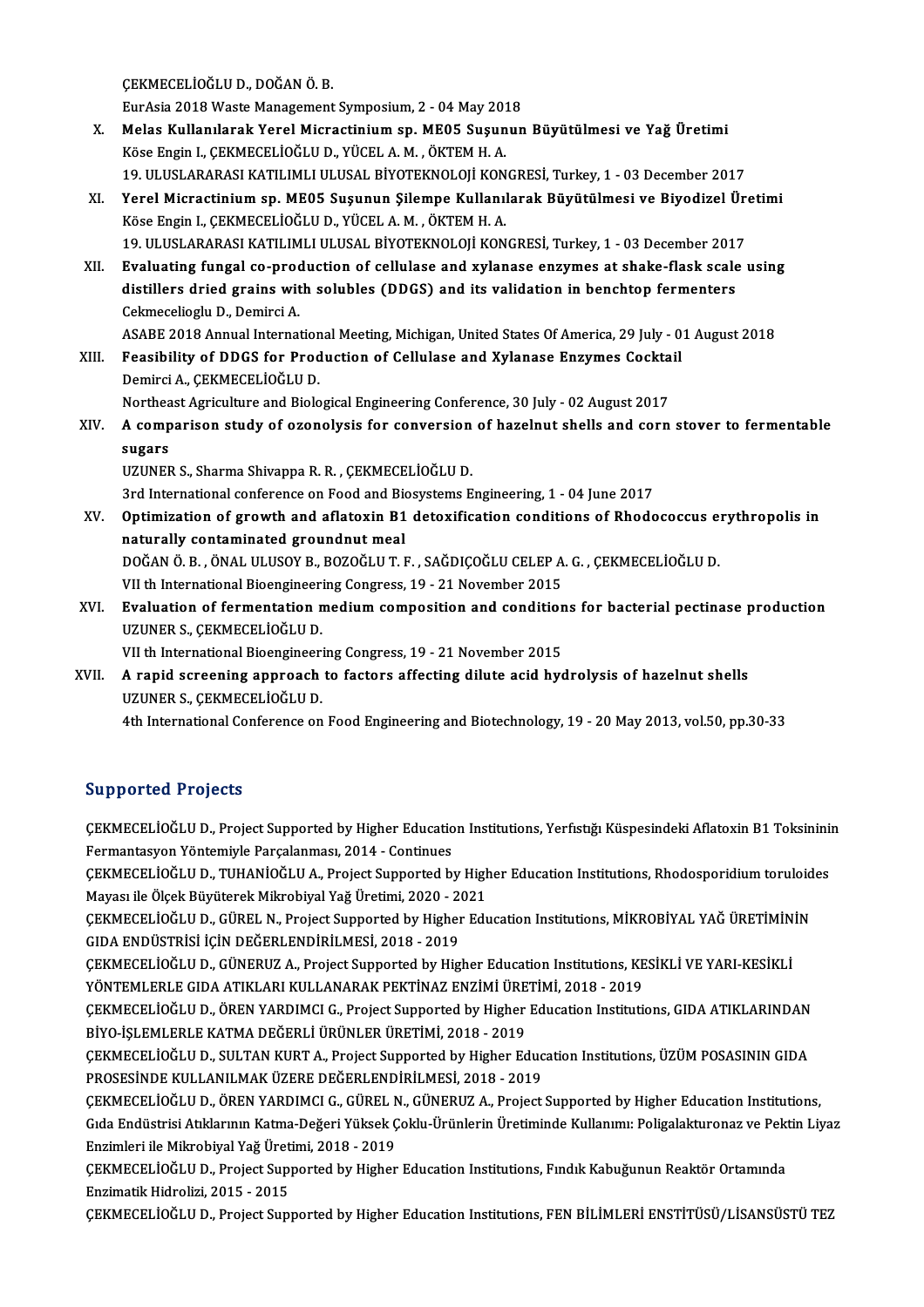ÇEKMECELİOĞLU D., DOĞAN Ö. B.
EurAsia 2018 Waste Management Symposium, 2 - 04 May 2018

X. **Melas Kullanılarak Yerel Micractinium sp. ME05 Suşunun Büyütülmesi ve Yağ Üretimi**
Köse Engin I., ÇEKMECELİOĞLU D., YÜCEL A. M. , ÖKTEM H. A.
19. ULUSLARARASI KATILIMLI ULUSAL BİYOTEKNOLOJİ KONGRESİ, Turkey, 1 - 03 December 2017

XI. **Yerel Micractinium sp. ME05 Suşunun Şilempe Kullanılarak Büyütülmesi ve Biyodizel Üretimi**
Köse Engin I., ÇEKMECELİOĞLU D., YÜCEL A. M. , ÖKTEM H. A.
19. ULUSLARARASI KATILIMLI ULUSAL BİYOTEKNOLOJİ KONGRESİ, Turkey, 1 - 03 December 2017

XII. **Evaluating fungal co-production of cellulase and xylanase enzymes at shake-flask scale using distillers dried grains with solubles (DDGS) and its validation in benchtop fermenters**
Cekmecelioglu D., Demirci A.
ASABE 2018 Annual International Meeting, Michigan, United States Of America, 29 July - 01 August 2018

XIII. **Feasibility of DDGS for Production of Cellulase and Xylanase Enzymes Cocktail**
Demirci A., ÇEKMECELİOĞLU D.
Northeast Agriculture and Biological Engineering Conference, 30 July - 02 August 2017

XIV. **A comparison study of ozonolysis for conversion of hazelnut shells and corn stover to fermentable sugars**
UZUNER S., Sharma Shivappa R. R. , ÇEKMECELİOĞLU D.
3rd International conference on Food and Biosystems Engineering, 1 - 04 June 2017

XV. **Optimization of growth and aflatoxin B1 detoxification conditions of Rhodococcus erythropolis in naturally contaminated groundnut meal**
DOĞAN Ö. B. , ÖNAL ULUSOY B., BOZOĞLU T. F. , SAĞDIÇOĞLU CELEP A. G. , ÇEKMECELİOĞLU D.
VII th International Bioengineering Congress, 19 - 21 November 2015

XVI. **Evaluation of fermentation medium composition and conditions for bacterial pectinase production**
UZUNER S., ÇEKMECELİOĞLU D.
VII th International Bioengineering Congress, 19 - 21 November 2015

XVII. **A rapid screening approach to factors affecting dilute acid hydrolysis of hazelnut shells**
UZUNER S., ÇEKMECELİOĞLU D.
4th International Conference on Food Engineering and Biotechnology, 19 - 20 May 2013, vol.50, pp.30-33

## Supported Projects

ÇEKMECELİOĞLU D., Project Supported by Higher Education Institutions, Yerfıstığı Küspesindeki Aflatoxin B1 Toksininin Fermantasyon Yöntemiyle Parçalanması, 2014 - Continues

ÇEKMECELİOĞLU D., TUHANİOĞLU A., Project Supported by Higher Education Institutions, Rhodosporidium toruloides Mayası ile Ölçek Büyüterek Mikrobiyal Yağ Üretimi, 2020 - 2021

ÇEKMECELİOĞLU D., GÜREL N., Project Supported by Higher Education Institutions, MİKROBİYAL YAĞ ÜRETİMİNİN GIDA ENDÜSTRİSİ İÇİN DEĞERLENDİRİLMESİ, 2018 - 2019

ÇEKMECELİOĞLU D., GÜNERUZ A., Project Supported by Higher Education Institutions, KESİKLİ VE YARI-KESİKLİ YÖNTEMLERLE GIDA ATIKLARI KULLANARAK PEKTİNAZ ENZİMİ ÜRETİMİ, 2018 - 2019

ÇEKMECELİOĞLU D., ÖREN YARDIMCI G., Project Supported by Higher Education Institutions, GIDA ATIKLARINDAN BİYO-İŞLEMLERLE KATMA DEĞERLİ ÜRÜNLER ÜRETİMİ, 2018 - 2019

ÇEKMECELİOĞLU D., SULTAN KURT A., Project Supported by Higher Education Institutions, ÜZÜM POSASININ GIDA PROSESİNDE KULLANILMAK ÜZERE DEĞERLENDİRİLMESİ, 2018 - 2019

ÇEKMECELİOĞLU D., ÖREN YARDIMCI G., GÜREL N., GÜNERUZ A., Project Supported by Higher Education Institutions, Gıda Endüstrisi Atıklarının Katma-Değeri Yüksek Çoklu-Ürünlerin Üretiminde Kullanımı: Poligalakturonaz ve Pektin Liyaz Enzimleri ile Mikrobiyal Yağ Üretimi, 2018 - 2019

ÇEKMECELİOĞLU D., Project Supported by Higher Education Institutions, Fındık Kabuğunun Reaktör Ortamında Enzimatik Hidrolizi, 2015 - 2015

ÇEKMECELİOĞLU D., Project Supported by Higher Education Institutions, FEN BİLİMLERİ ENSTİTÜSÜ/LİSANSÜSTÜ TEZ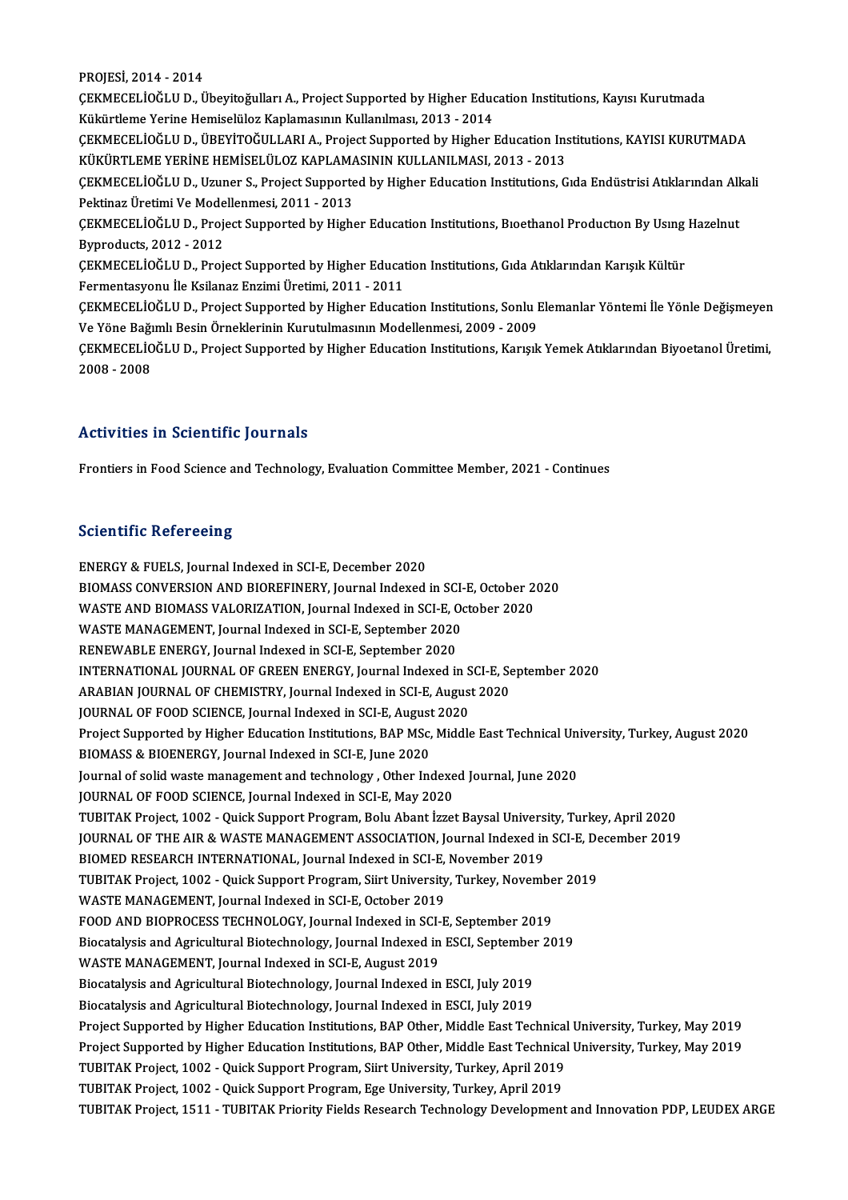PROJESİ, 2014 - 2014

ÇEKMECELİOĞLU D., Übeyitoğulları A., Project Supported by Higher Education Institutions, Kayısı Kurutmada Kükürtleme Yerine Hemiselüloz Kaplamasının Kullanılması, 2013 - 2014

ÇEKMECELİOĞLU D., ÜBEYİTOĞULLARI A., Project Supported by Higher Education Institutions, KAYISI KURUTMADA KÜKÜRTLEME YERİNE HEMİSELÜLOZ KAPLAMASININ KULLANILMASI, 2013 - 2013

ÇEKMECELİOĞLU D., Uzuner S., Project Supported by Higher Education Institutions, Gıda Endüstrisi Atıklarından Alkali Pektinaz Üretimi Ve Modellenmesi, 2011 - 2013

ÇEKMECELİOĞLU D., Project Supported by Higher Education Institutions, Bıoethanol Productıon By Usıng Hazelnut Byproducts, 2012 - 2012

ÇEKMECELİOĞLU D., Project Supported by Higher Education Institutions, Gıda Atıklarından Karışık Kültür Fermentasyonu İle Ksilanaz Enzimi Üretimi, 2011 - 2011

ÇEKMECELİOĞLU D., Project Supported by Higher Education Institutions, Sonlu Elemanlar Yöntemi İle Yönle Değişmeyen Ve Yöne Bağımlı Besin Örneklerinin Kurutulmasının Modellenmesi, 2009 - 2009

ÇEKMECELİOĞLU D., Project Supported by Higher Education Institutions, Karışık Yemek Atıklarından Biyoetanol Üretimi, 2008 - 2008

## Activities in Scientific Journals

Frontiers in Food Science and Technology, Evaluation Committee Member, 2021 - Continues

## Scientific Refereeing

ENERGY & FUELS, Journal Indexed in SCI-E, December 2020

BIOMASS CONVERSION AND BIOREFINERY, Journal Indexed in SCI-E, October 2020

WASTE AND BIOMASS VALORIZATION, Journal Indexed in SCI-E, October 2020

WASTE MANAGEMENT, Journal Indexed in SCI-E, September 2020

RENEWABLE ENERGY, Journal Indexed in SCI-E, September 2020

INTERNATIONAL JOURNAL OF GREEN ENERGY, Journal Indexed in SCI-E, September 2020

ARABIAN JOURNAL OF CHEMISTRY, Journal Indexed in SCI-E, August 2020

JOURNAL OF FOOD SCIENCE, Journal Indexed in SCI-E, August 2020

Project Supported by Higher Education Institutions, BAP MSc, Middle East Technical University, Turkey, August 2020

BIOMASS & BIOENERGY, Journal Indexed in SCI-E, June 2020

Journal of solid waste management and technology , Other Indexed Journal, June 2020

JOURNAL OF FOOD SCIENCE, Journal Indexed in SCI-E, May 2020

TUBITAK Project, 1002 - Quick Support Program, Bolu Abant İzzet Baysal University, Turkey, April 2020

JOURNAL OF THE AIR & WASTE MANAGEMENT ASSOCIATION, Journal Indexed in SCI-E, December 2019

BIOMED RESEARCH INTERNATIONAL, Journal Indexed in SCI-E, November 2019

TUBITAK Project, 1002 - Quick Support Program, Siirt University, Turkey, November 2019

WASTE MANAGEMENT, Journal Indexed in SCI-E, October 2019

FOOD AND BIOPROCESS TECHNOLOGY, Journal Indexed in SCI-E, September 2019

Biocatalysis and Agricultural Biotechnology, Journal Indexed in ESCI, September 2019

WASTE MANAGEMENT, Journal Indexed in SCI-E, August 2019

Biocatalysis and Agricultural Biotechnology, Journal Indexed in ESCI, July 2019

Biocatalysis and Agricultural Biotechnology, Journal Indexed in ESCI, July 2019

Project Supported by Higher Education Institutions, BAP Other, Middle East Technical University, Turkey, May 2019

Project Supported by Higher Education Institutions, BAP Other, Middle East Technical University, Turkey, May 2019

TUBITAK Project, 1002 - Quick Support Program, Siirt University, Turkey, April 2019

TUBITAK Project, 1002 - Quick Support Program, Ege University, Turkey, April 2019

TUBITAK Project, 1511 - TUBITAK Priority Fields Research Technology Development and Innovation PDP, LEUDEX ARGE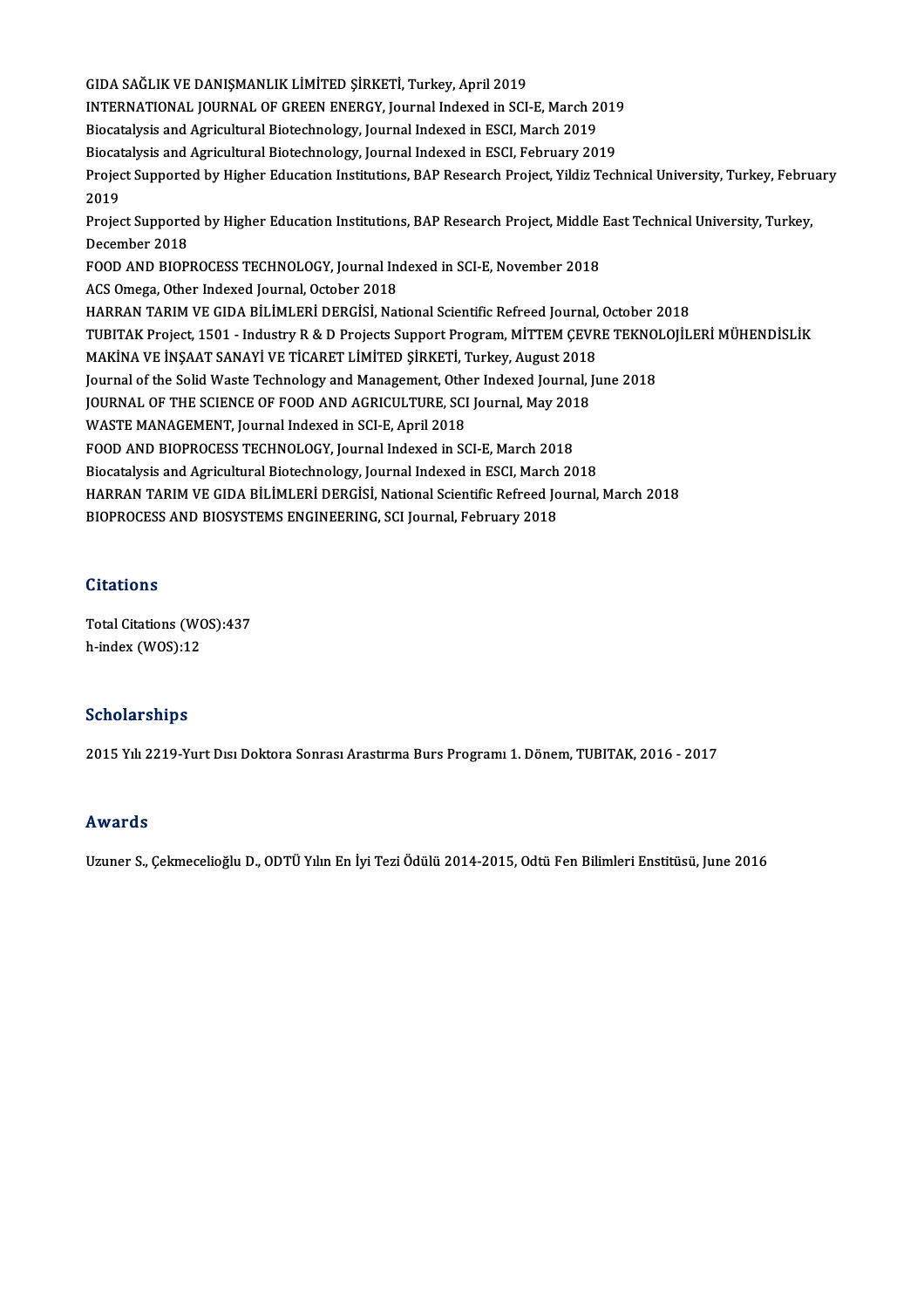GIDA SAĞLIK VE DANIŞMANLIK LİMİTED ŞİRKETİ, Turkey, April 2019
INTERNATIONAL JOURNAL OF GREEN ENERGY, Journal Indexed in SCI-E, March 2019
Biocatalysis and Agricultural Biotechnology, Journal Indexed in ESCI, March 2019
Biocatalysis and Agricultural Biotechnology, Journal Indexed in ESCI, February 2019
Project Supported by Higher Education Institutions, BAP Research Project, Yildiz Technical University, Turkey, February 2019
Project Supported by Higher Education Institutions, BAP Research Project, Middle East Technical University, Turkey, December 2018
FOOD AND BIOPROCESS TECHNOLOGY, Journal Indexed in SCI-E, November 2018
ACS Omega, Other Indexed Journal, October 2018
HARRAN TARIM VE GIDA BİLİMLERİ DERGİSİ, National Scientific Refreed Journal, October 2018
TUBITAK Project, 1501 - Industry R & D Projects Support Program, MİTTEM ÇEVRE TEKNOLOJİLERİ MÜHENDİSLİK MAKİNA VE İNŞAAT SANAYİ VE TİCARET LİMİTED ŞİRKETİ, Turkey, August 2018
Journal of the Solid Waste Technology and Management, Other Indexed Journal, June 2018
JOURNAL OF THE SCIENCE OF FOOD AND AGRICULTURE, SCI Journal, May 2018
WASTE MANAGEMENT, Journal Indexed in SCI-E, April 2018
FOOD AND BIOPROCESS TECHNOLOGY, Journal Indexed in SCI-E, March 2018
Biocatalysis and Agricultural Biotechnology, Journal Indexed in ESCI, March 2018
HARRAN TARIM VE GIDA BİLİMLERİ DERGİSİ, National Scientific Refreed Journal, March 2018
BIOPROCESS AND BIOSYSTEMS ENGINEERING, SCI Journal, February 2018

## Citations

Total Citations (WOS):437
h-index (WOS):12

## Scholarships

2015 Yılı 2219-Yurt Dısı Doktora Sonrası Arastırma Burs Programı 1. Dönem, TUBITAK, 2016 - 2017

## Awards

Uzuner S., Çekmecelioğlu D., ODTÜ Yılın En İyi Tezi Ödülü 2014-2015, Odtü Fen Bilimleri Enstitüsü, June 2016